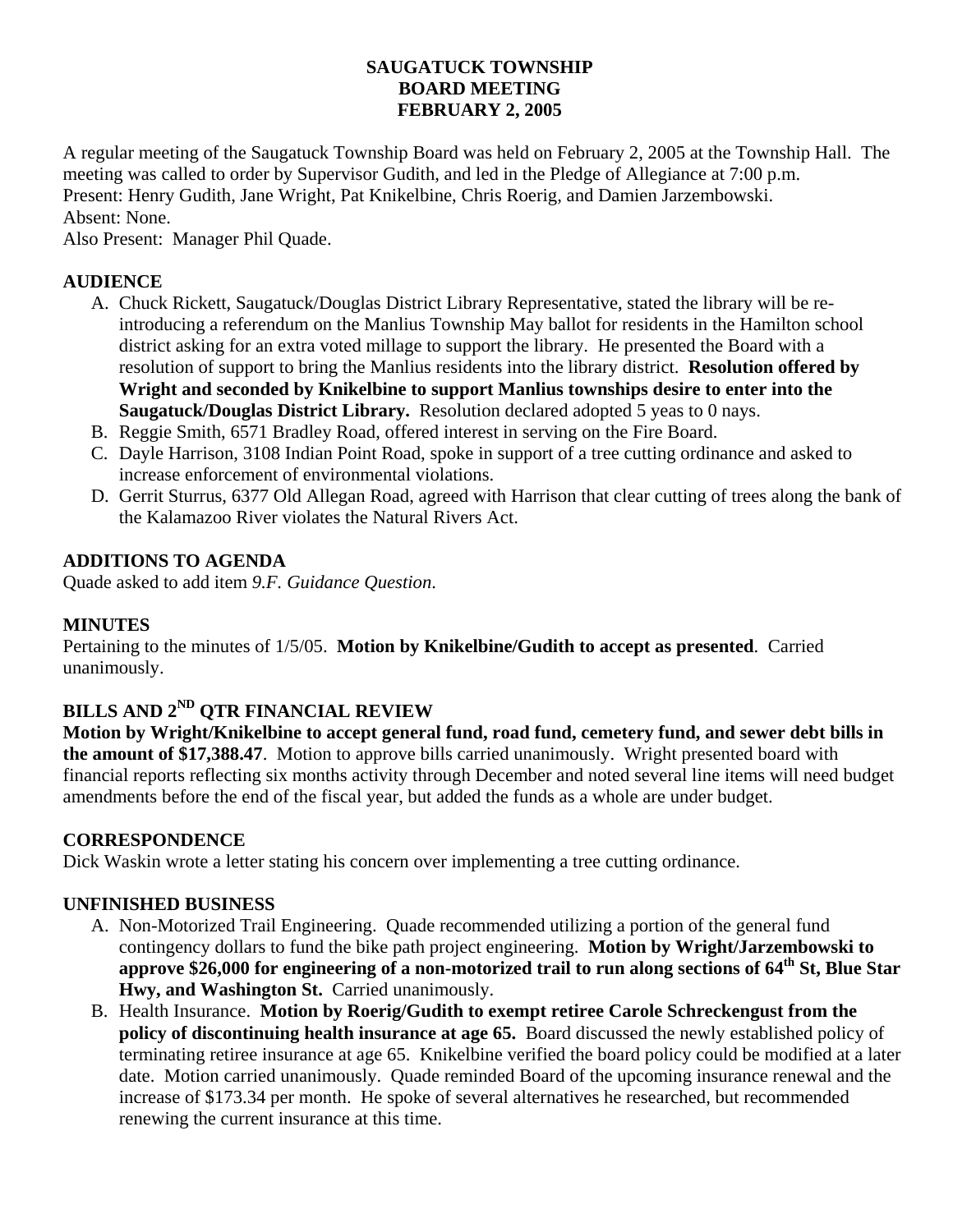# SAUGATUCK TOWNSHIP
# BOARD MEETING
# FEBRUARY 2, 2005

A regular meeting of the Saugatuck Township Board was held on February 2, 2005 at the Township Hall. The meeting was called to order by Supervisor Gudith, and led in the Pledge of Allegiance at 7:00 p.m.
Present: Henry Gudith, Jane Wright, Pat Knikelbine, Chris Roerig, and Damien Jarzembowski.
Absent: None.
Also Present: Manager Phil Quade.

## AUDIENCE

A. Chuck Rickett, Saugatuck/Douglas District Library Representative, stated the library will be re-introducing a referendum on the Manlius Township May ballot for residents in the Hamilton school district asking for an extra voted millage to support the library. He presented the Board with a resolution of support to bring the Manlius residents into the library district. **Resolution offered by Wright and seconded by Knikelbine to support Manlius townships desire to enter into the Saugatuck/Douglas District Library.** Resolution declared adopted 5 yeas to 0 nays.
B. Reggie Smith, 6571 Bradley Road, offered interest in serving on the Fire Board.
C. Dayle Harrison, 3108 Indian Point Road, spoke in support of a tree cutting ordinance and asked to increase enforcement of environmental violations.
D. Gerrit Sturrus, 6377 Old Allegan Road, agreed with Harrison that clear cutting of trees along the bank of the Kalamazoo River violates the Natural Rivers Act.

## ADDITIONS TO AGENDA

Quade asked to add item *9.F. Guidance Question*.

## MINUTES

Pertaining to the minutes of 1/5/05. **Motion by Knikelbine/Gudith to accept as presented**. Carried unanimously.

## BILLS AND 2ND QTR FINANCIAL REVIEW

**Motion by Wright/Knikelbine to accept general fund, road fund, cemetery fund, and sewer debt bills in the amount of $17,388.47**. Motion to approve bills carried unanimously. Wright presented board with financial reports reflecting six months activity through December and noted several line items will need budget amendments before the end of the fiscal year, but added the funds as a whole are under budget.

## CORRESPONDENCE

Dick Waskin wrote a letter stating his concern over implementing a tree cutting ordinance.

## UNFINISHED BUSINESS

A. Non-Motorized Trail Engineering. Quade recommended utilizing a portion of the general fund contingency dollars to fund the bike path project engineering. **Motion by Wright/Jarzembowski to approve $26,000 for engineering of a non-motorized trail to run along sections of 64th St, Blue Star Hwy, and Washington St.** Carried unanimously.
B. Health Insurance. **Motion by Roerig/Gudith to exempt retiree Carole Schreckengust from the policy of discontinuing health insurance at age 65.** Board discussed the newly established policy of terminating retiree insurance at age 65. Knikelbine verified the board policy could be modified at a later date. Motion carried unanimously. Quade reminded Board of the upcoming insurance renewal and the increase of $173.34 per month. He spoke of several alternatives he researched, but recommended renewing the current insurance at this time.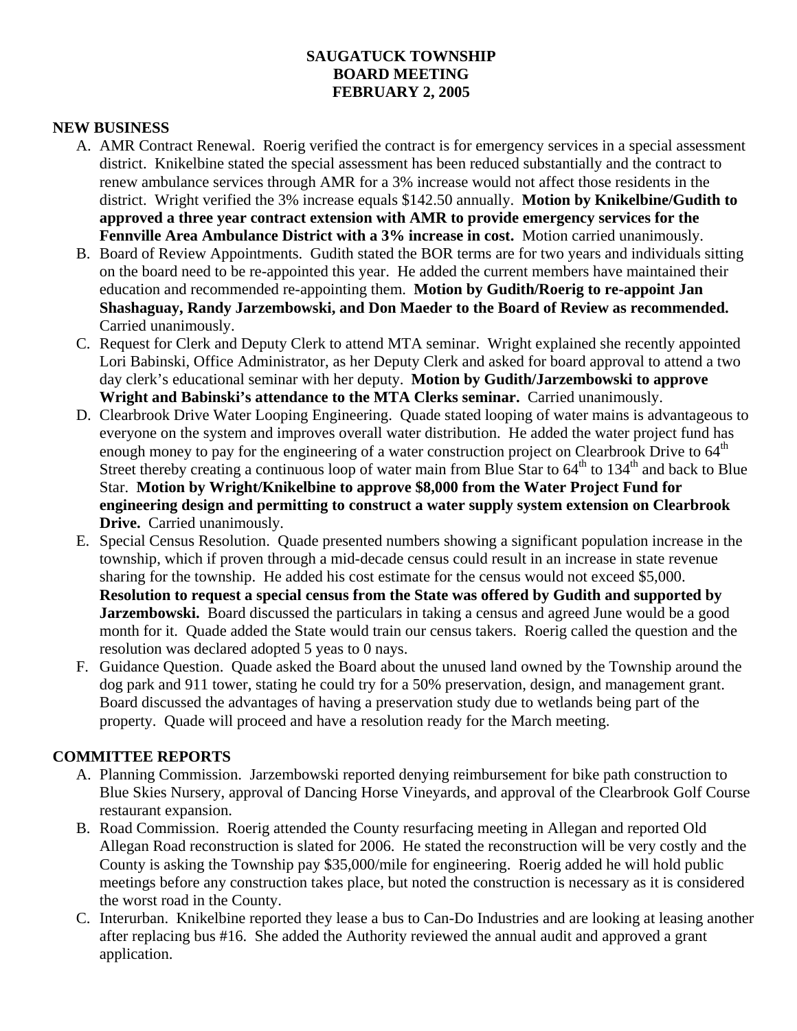**SAUGATUCK TOWNSHIP**
**BOARD MEETING**
**FEBRUARY 2, 2005**

## NEW BUSINESS

A. AMR Contract Renewal. Roerig verified the contract is for emergency services in a special assessment district. Knikelbine stated the special assessment has been reduced substantially and the contract to renew ambulance services through AMR for a 3% increase would not affect those residents in the district. Wright verified the 3% increase equals $142.50 annually. **Motion by Knikelbine/Gudith to approved a three year contract extension with AMR to provide emergency services for the Fennville Area Ambulance District with a 3% increase in cost.** Motion carried unanimously.

B. Board of Review Appointments. Gudith stated the BOR terms are for two years and individuals sitting on the board need to be re-appointed this year. He added the current members have maintained their education and recommended re-appointing them. **Motion by Gudith/Roerig to re-appoint Jan Shashaguay, Randy Jarzembowski, and Don Maeder to the Board of Review as recommended.** Carried unanimously.

C. Request for Clerk and Deputy Clerk to attend MTA seminar. Wright explained she recently appointed Lori Babinski, Office Administrator, as her Deputy Clerk and asked for board approval to attend a two day clerk's educational seminar with her deputy. **Motion by Gudith/Jarzembowski to approve Wright and Babinski's attendance to the MTA Clerks seminar.** Carried unanimously.

D. Clearbrook Drive Water Looping Engineering. Quade stated looping of water mains is advantageous to everyone on the system and improves overall water distribution. He added the water project fund has enough money to pay for the engineering of a water construction project on Clearbrook Drive to 64th Street thereby creating a continuous loop of water main from Blue Star to 64th to 134th and back to Blue Star. **Motion by Wright/Knikelbine to approve $8,000 from the Water Project Fund for engineering design and permitting to construct a water supply system extension on Clearbrook Drive.** Carried unanimously.

E. Special Census Resolution. Quade presented numbers showing a significant population increase in the township, which if proven through a mid-decade census could result in an increase in state revenue sharing for the township. He added his cost estimate for the census would not exceed $5,000. **Resolution to request a special census from the State was offered by Gudith and supported by Jarzembowski.** Board discussed the particulars in taking a census and agreed June would be a good month for it. Quade added the State would train our census takers. Roerig called the question and the resolution was declared adopted 5 yeas to 0 nays.

F. Guidance Question. Quade asked the Board about the unused land owned by the Township around the dog park and 911 tower, stating he could try for a 50% preservation, design, and management grant. Board discussed the advantages of having a preservation study due to wetlands being part of the property. Quade will proceed and have a resolution ready for the March meeting.

## COMMITTEE REPORTS

A. Planning Commission. Jarzembowski reported denying reimbursement for bike path construction to Blue Skies Nursery, approval of Dancing Horse Vineyards, and approval of the Clearbrook Golf Course restaurant expansion.

B. Road Commission. Roerig attended the County resurfacing meeting in Allegan and reported Old Allegan Road reconstruction is slated for 2006. He stated the reconstruction will be very costly and the County is asking the Township pay $35,000/mile for engineering. Roerig added he will hold public meetings before any construction takes place, but noted the construction is necessary as it is considered the worst road in the County.

C. Interurban. Knikelbine reported they lease a bus to Can-Do Industries and are looking at leasing another after replacing bus #16. She added the Authority reviewed the annual audit and approved a grant application.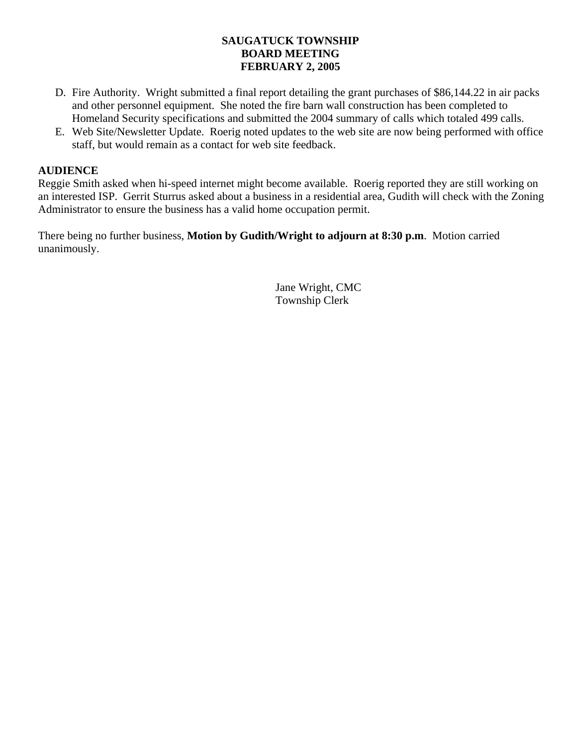D. Fire Authority. Wright submitted a final report detailing the grant purchases of $86,144.22 in air packs and other personnel equipment. She noted the fire barn wall construction has been completed to Homeland Security specifications and submitted the 2004 summary of calls which totaled 499 calls.
E. Web Site/Newsletter Update. Roerig noted updates to the web site are now being performed with office staff, but would remain as a contact for web site feedback.

**AUDIENCE**
Reggie Smith asked when hi-speed internet might become available. Roerig reported they are still working on an interested ISP. Gerrit Sturrus asked about a business in a residential area, Gudith will check with the Zoning Administrator to ensure the business has a valid home occupation permit.

There being no further business, **Motion by Gudith/Wright to adjourn at 8:30 p.m**. Motion carried unanimously.

Jane Wright, CMC
Township Clerk